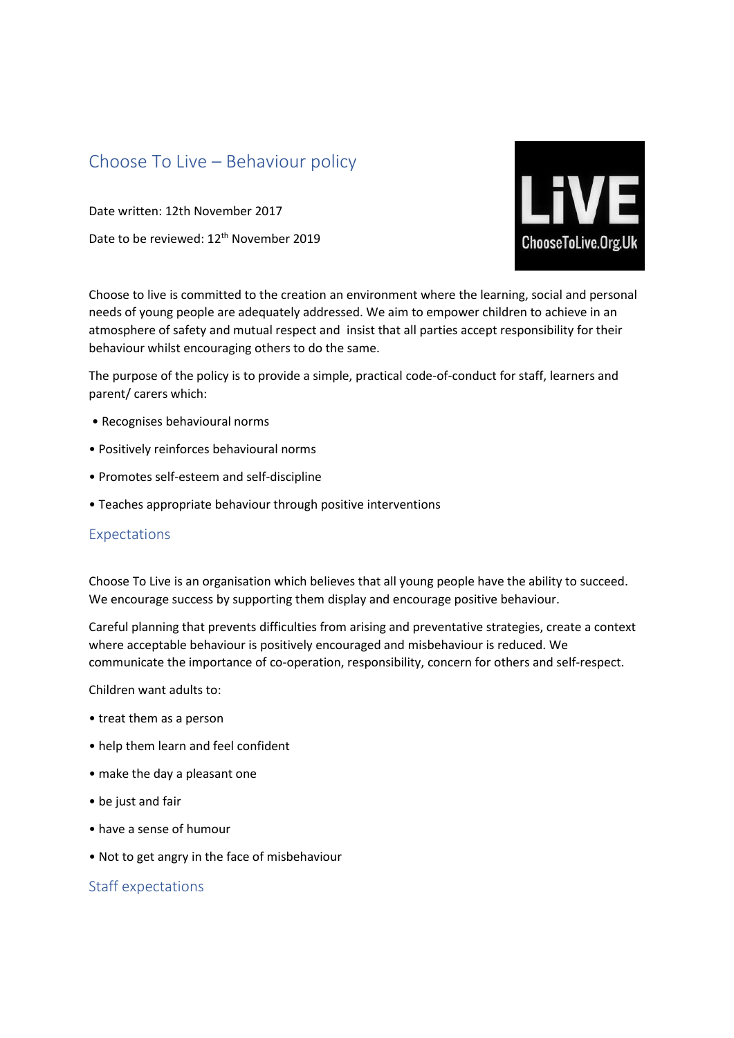# Choose To Live – Behaviour policy

Date written: 12th November 2017

Date to be reviewed: 12th November 2019

Choose to live is committed to the creation an environment where the learning, social and personal needs of young people are adequately addressed. We aim to empower children to achieve in an atmosphere of safety and mutual respect and insist that all parties accept responsibility for their behaviour whilst encouraging others to do the same.

The purpose of the policy is to provide a simple, practical code-of-conduct for staff, learners and parent/ carers which:

- Recognises behavioural norms
- Positively reinforces behavioural norms
- Promotes self-esteem and self-discipline
- Teaches appropriate behaviour through positive interventions

## Expectations

Choose To Live is an organisation which believes that all young people have the ability to succeed. We encourage success by supporting them display and encourage positive behaviour.

Careful planning that prevents difficulties from arising and preventative strategies, create a context where acceptable behaviour is positively encouraged and misbehaviour is reduced. We communicate the importance of co-operation, responsibility, concern for others and self-respect.

Children want adults to:

- treat them as a person
- help them learn and feel confident
- make the day a pleasant one
- be just and fair
- have a sense of humour
- Not to get angry in the face of misbehaviour

## Staff expectations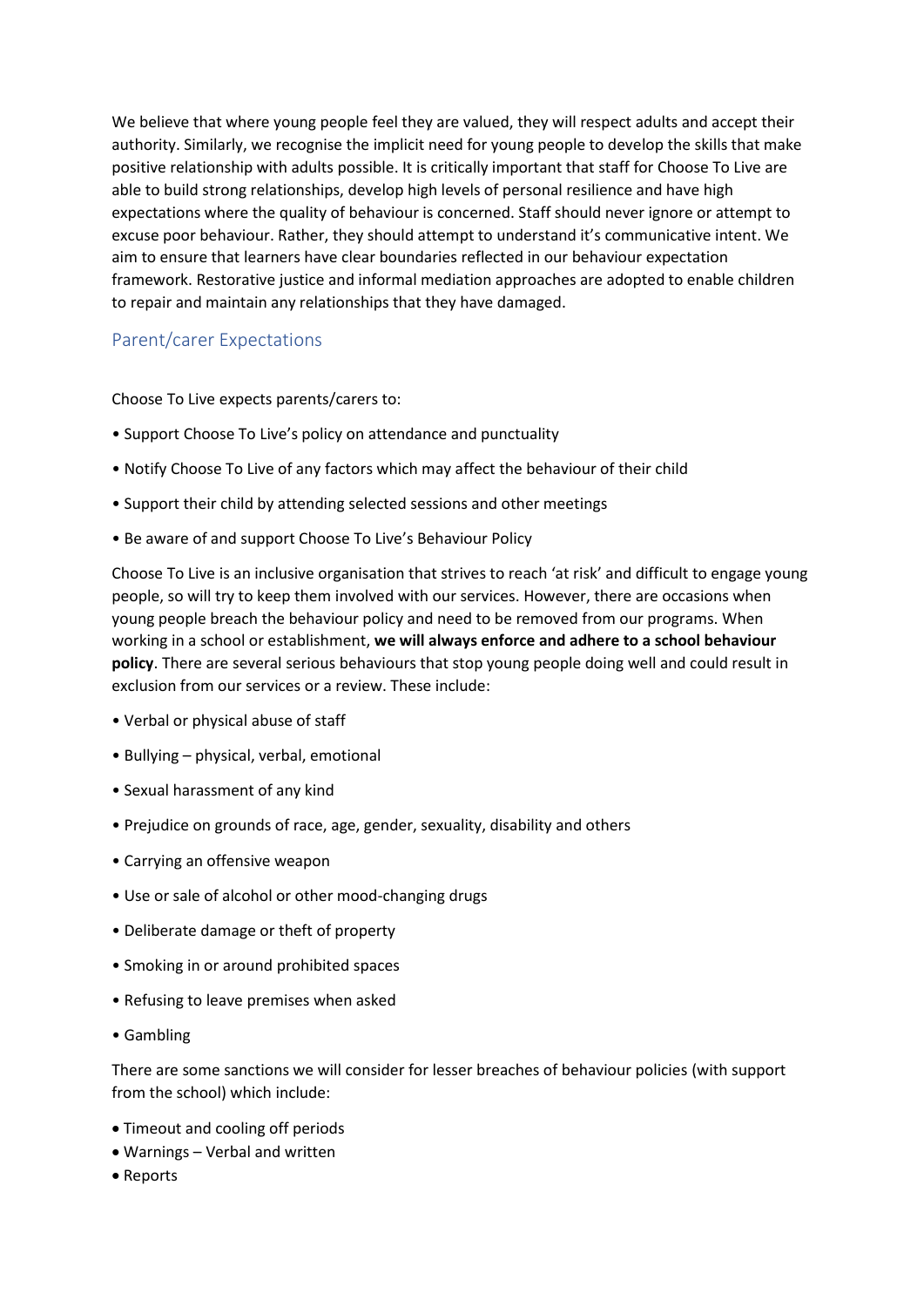We believe that where young people feel they are valued, they will respect adults and accept their authority. Similarly, we recognise the implicit need for young people to develop the skills that make positive relationship with adults possible. It is critically important that staff for Choose To Live are able to build strong relationships, develop high levels of personal resilience and have high expectations where the quality of behaviour is concerned. Staff should never ignore or attempt to excuse poor behaviour. Rather, they should attempt to understand it's communicative intent. We aim to ensure that learners have clear boundaries reflected in our behaviour expectation framework. Restorative justice and informal mediation approaches are adopted to enable children to repair and maintain any relationships that they have damaged.

## Parent/carer Expectations

Choose To Live expects parents/carers to:

- Support Choose To Live's policy on attendance and punctuality
- Notify Choose To Live of any factors which may affect the behaviour of their child
- Support their child by attending selected sessions and other meetings
- Be aware of and support Choose To Live's Behaviour Policy

Choose To Live is an inclusive organisation that strives to reach 'at risk' and difficult to engage young people, so will try to keep them involved with our services. However, there are occasions when young people breach the behaviour policy and need to be removed from our programs. When working in a school or establishment, **we will always enforce and adhere to a school behaviour policy**. There are several serious behaviours that stop young people doing well and could result in exclusion from our services or a review. These include:

- Verbal or physical abuse of staff
- Bullying – physical, verbal, emotional
- Sexual harassment of any kind
- Prejudice on grounds of race, age, gender, sexuality, disability and others
- Carrying an offensive weapon
- Use or sale of alcohol or other mood-changing drugs
- Deliberate damage or theft of property
- Smoking in or around prohibited spaces
- Refusing to leave premises when asked
- Gambling

There are some sanctions we will consider for lesser breaches of behaviour policies (with support from the school) which include:

- Timeout and cooling off periods
- Warnings – Verbal and written
- Reports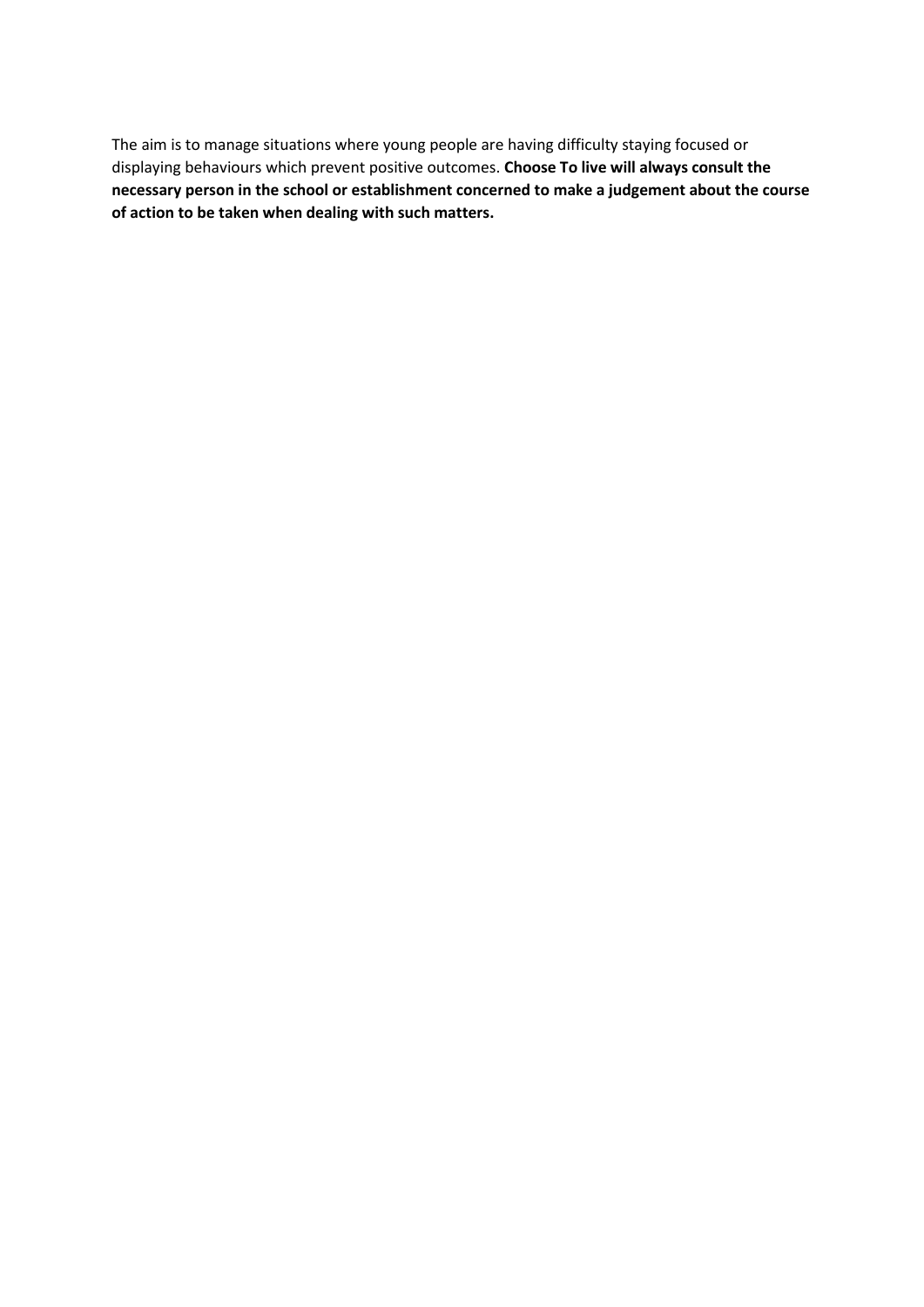The aim is to manage situations where young people are having difficulty staying focused or displaying behaviours which prevent positive outcomes. **Choose To live will always consult the necessary person in the school or establishment concerned to make a judgement about the course of action to be taken when dealing with such matters.**